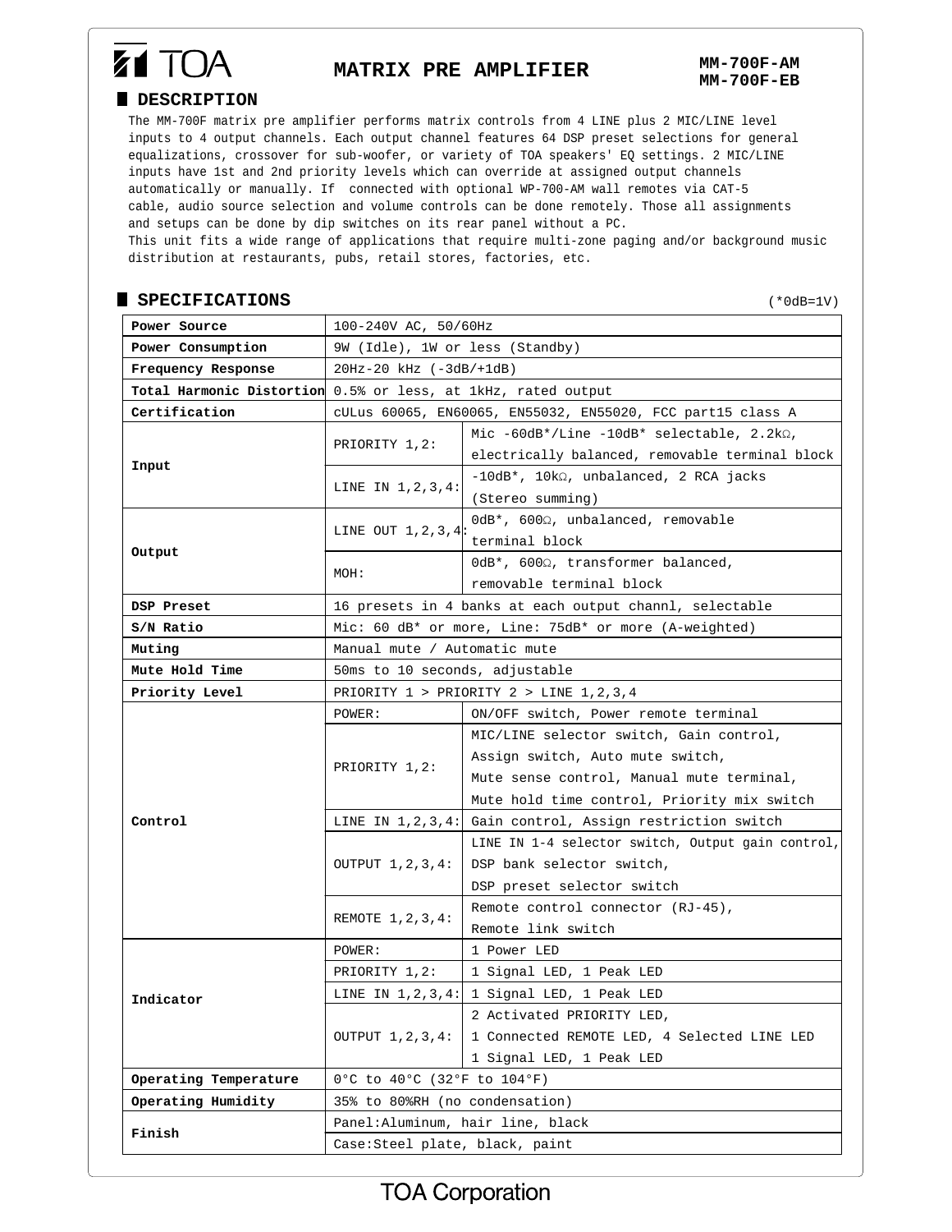TOA

# MATRIX PRE AMPLIFIER

**MM-700F-AM**
**MM-700F-EB**

## DESCRIPTION

The MM-700F matrix pre amplifier performs matrix controls from 4 LINE plus 2 MIC/LINE level inputs to 4 output channels. Each output channel features 64 DSP preset selections for general equalizations, crossover for sub-woofer, or variety of TOA speakers' EQ settings. 2 MIC/LINE inputs have 1st and 2nd priority levels which can override at assigned output channels automatically or manually. If connected with optional WP-700-AM wall remotes via CAT-5 cable, audio source selection and volume controls can be done remotely. Those all assignments and setups can be done by dip switches on its rear panel without a PC.
This unit fits a wide range of applications that require multi-zone paging and/or background music distribution at restaurants, pubs, retail stores, factories, etc.

## SPECIFICATIONS

(*0dB=1V)

| | | |
|---|---|---|
| **Power Source** | 100-240V AC, 50/60Hz | |
| **Power Consumption** | 9W (Idle), 1W or less (Standby) | |
| **Frequency Response** | 20Hz-20 kHz (-3dB/+1dB) | |
| **Total Harmonic Distortion** | 0.5% or less, at 1kHz, rated output | |
| **Certification** | cULus 60065, EN60065, EN55032, EN55020, FCC part15 class A | |
| **Input** | PRIORITY 1,2: | Mic -60dB*/Line -10dB* selectable, 2.2kΩ, electrically balanced, removable terminal block |
| | LINE IN 1,2,3,4: | -10dB*, 10kΩ, unbalanced, 2 RCA jacks (Stereo summing) |
| **Output** | LINE OUT 1,2,3,4: | 0dB*, 600Ω, unbalanced, removable terminal block |
| | MOH: | 0dB*, 600Ω, transformer balanced, removable terminal block |
| **DSP Preset** | 16 presets in 4 banks at each output channl, selectable | |
| **S/N Ratio** | Mic: 60 dB* or more, Line: 75dB* or more (A-weighted) | |
| **Muting** | Manual mute / Automatic mute | |
| **Mute Hold Time** | 50ms to 10 seconds, adjustable | |
| **Priority Level** | PRIORITY 1 > PRIORITY 2 > LINE 1,2,3,4 | |
| **Control** | POWER: | ON/OFF switch, Power remote terminal |
| | PRIORITY 1,2: | MIC/LINE selector switch, Gain control, Assign switch, Auto mute switch, Mute sense control, Manual mute terminal, Mute hold time control, Priority mix switch |
| | LINE IN 1,2,3,4: | Gain control, Assign restriction switch |
| | OUTPUT 1,2,3,4: | LINE IN 1-4 selector switch, Output gain control, DSP bank selector switch, DSP preset selector switch |
| | REMOTE 1,2,3,4: | Remote control connector (RJ-45), Remote link switch |
| **Indicator** | POWER: | 1 Power LED |
| | PRIORITY 1,2: | 1 Signal LED, 1 Peak LED |
| | LINE IN 1,2,3,4: | 1 Signal LED, 1 Peak LED |
| | OUTPUT 1,2,3,4: | 2 Activated PRIORITY LED, 1 Connected REMOTE LED, 4 Selected LINE LED 1 Signal LED, 1 Peak LED |
| **Operating Temperature** | 0°C to 40°C (32°F to 104°F) | |
| **Operating Humidity** | 35% to 80%RH (no condensation) | |
| **Finish** | Panel:Aluminum, hair line, black | |
| | Case:Steel plate, black, paint | |

TOA Corporation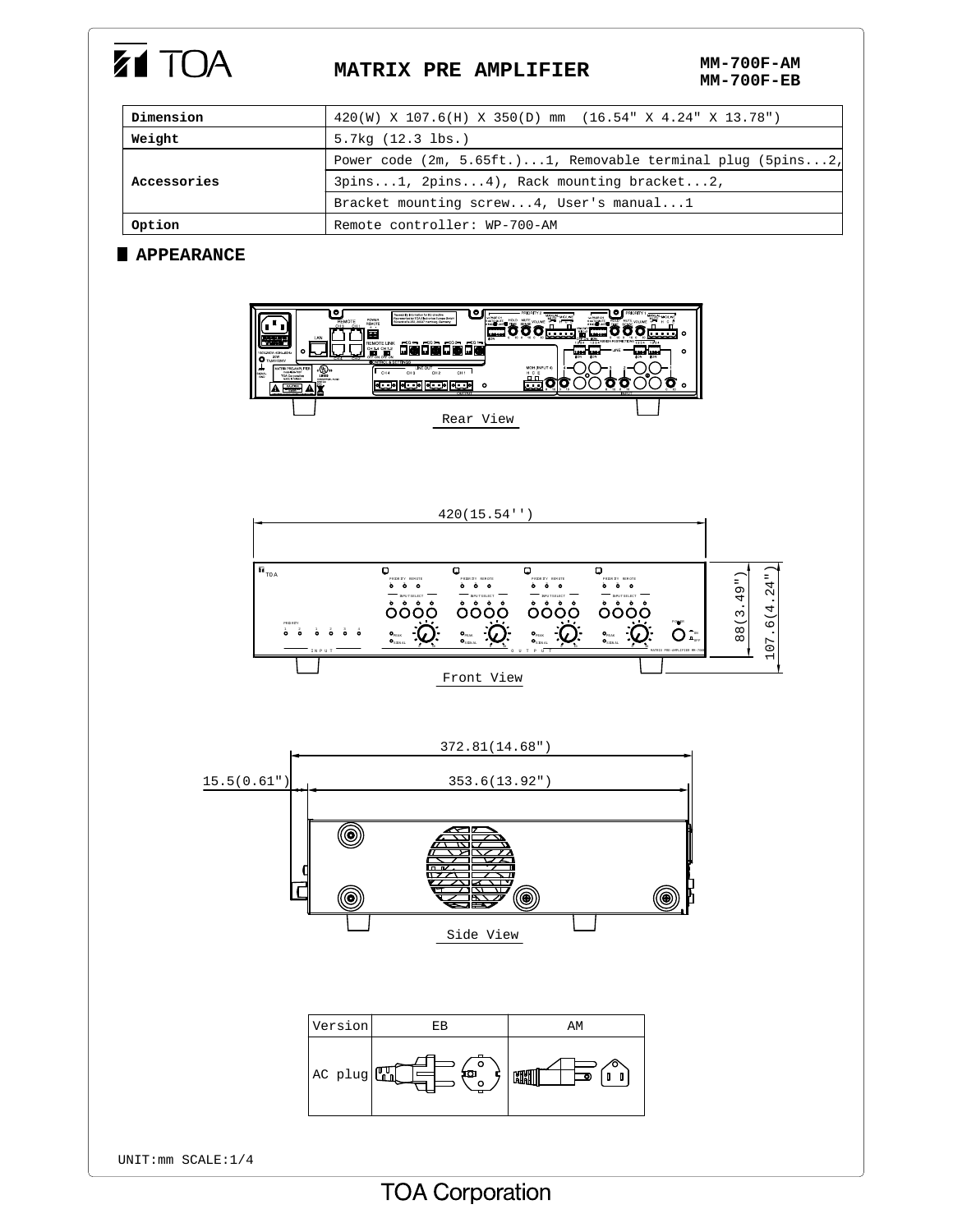# MATRIX PRE AMPLIFIER

**MM-700F-AM**
**MM-700F-EB**

| | |
|---|---|
| **Dimension** | 420(W) X 107.6(H) X 350(D) mm (16.54" X 4.24" X 13.78") |
| **Weight** | 5.7kg (12.3 lbs.) |
| **Accessories** | Power code (2m, 5.65ft.)...1, Removable terminal plug (5pins...2, 3pins...1, 2pins...4), Rack mounting bracket...2, Bracket mounting screw...4, User's manual...1 |
| **Option** | Remote controller: WP-700-AM |

## APPEARANCE

Rear View

420(15.54'')

88(3.49")

107.6(4.24")

Front View

372.81(14.68")

15.5(0.61")

353.6(13.92")

Side View

| Version | EB | AM |
|---|---|---|
| AC plug | | |

UNIT:mm SCALE:1/4

TOA Corporation